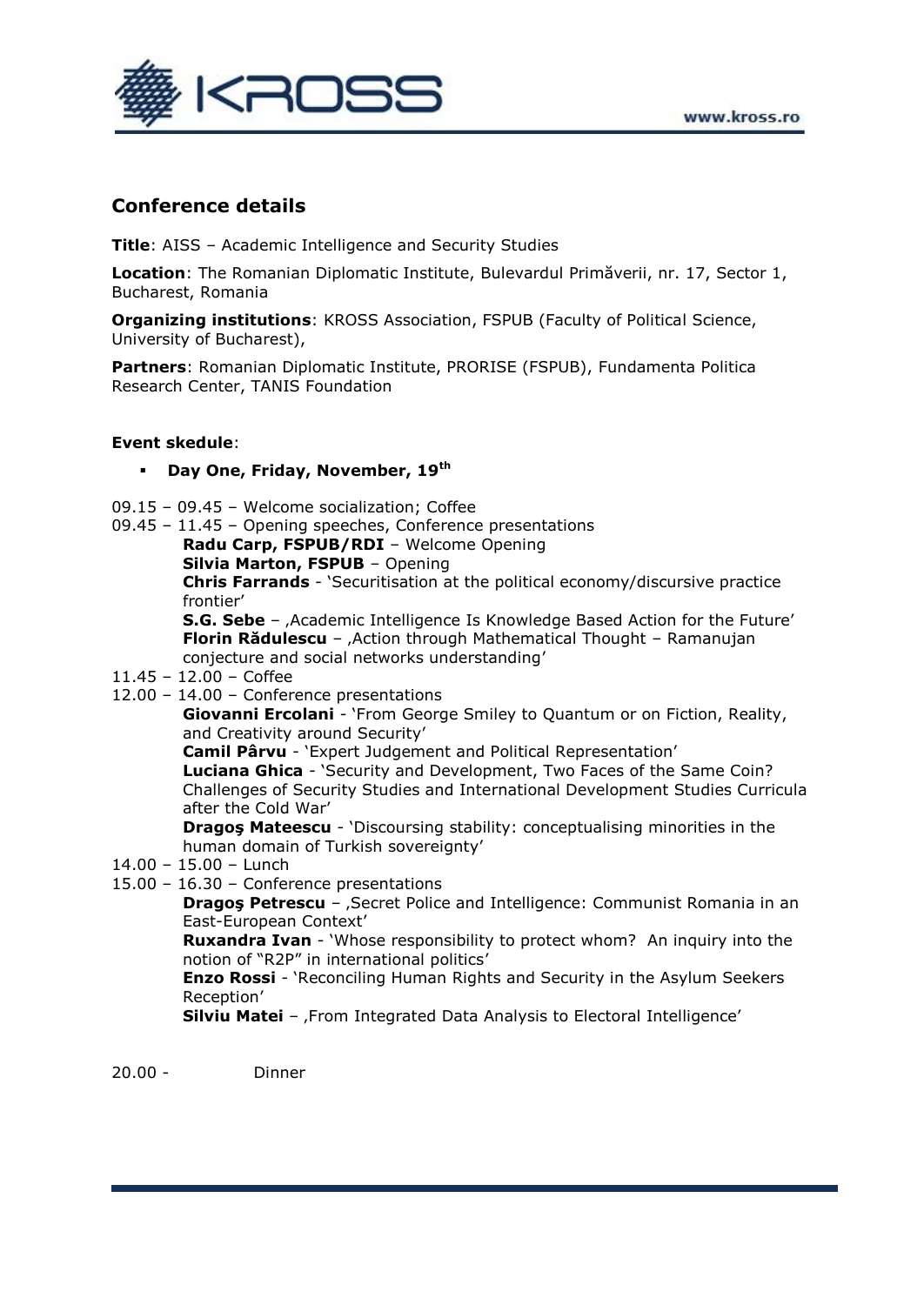## Conference details

**Title**: AISS – Academic Intelligence and Security Studies

**Location**: The Romanian Diplomatic Institute, Bulevardul Primăverii, nr. 17, Sector 1, Bucharest, Romania

**Organizing institutions**: KROSS Association, FSPUB (Faculty of Political Science, University of Bucharest),

**Partners**: Romanian Diplomatic Institute, PRORISE (FSPUB), Fundamenta Politica Research Center, TANIS Foundation

**Event skedule**:

- **Day One, Friday, November, 19th**

09.15 – 09.45 – Welcome socialization; Coffee

09.45 – 11.45 – Opening speeches, Conference presentations

**Radu Carp, FSPUB/RDI** – Welcome Opening
**Silvia Marton, FSPUB** – Opening
**Chris Farrands** - 'Securitisation at the political economy/discursive practice frontier'
**S.G. Sebe** – ‚Academic Intelligence Is Knowledge Based Action for the Future'
**Florin Rădulescu** – ‚Action through Mathematical Thought – Ramanujan conjecture and social networks understanding'

11.45 – 12.00 – Coffee

12.00 – 14.00 – Conference presentations

**Giovanni Ercolani** - 'From George Smiley to Quantum or on Fiction, Reality, and Creativity around Security'
**Camil Pârvu** - 'Expert Judgement and Political Representation'
**Luciana Ghica** - 'Security and Development, Two Faces of the Same Coin? Challenges of Security Studies and International Development Studies Curricula after the Cold War'
**Dragoş Mateescu** - 'Discoursing stability: conceptualising minorities in the human domain of Turkish sovereignty'

14.00 – 15.00 – Lunch

15.00 – 16.30 – Conference presentations

**Dragoş Petrescu** – ‚Secret Police and Intelligence: Communist Romania in an East-European Context'
**Ruxandra Ivan** - 'Whose responsibility to protect whom? An inquiry into the notion of "R2P" in international politics'
**Enzo Rossi** - 'Reconciling Human Rights and Security in the Asylum Seekers Reception'
**Silviu Matei** – ‚From Integrated Data Analysis to Electoral Intelligence'

20.00 - Dinner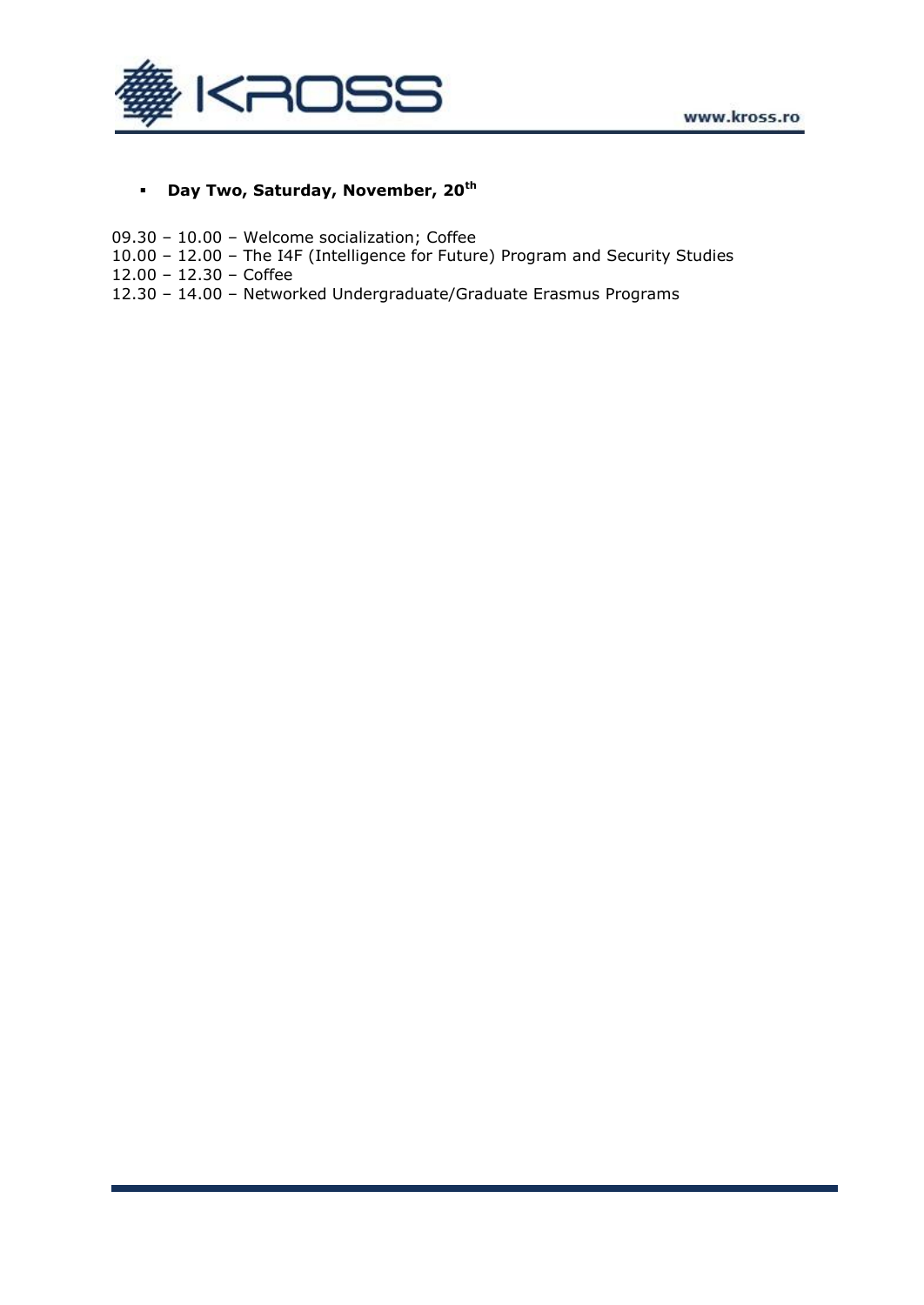- **Day Two, Saturday, November, 20th**

09.30 – 10.00 – Welcome socialization; Coffee
10.00 – 12.00 – The I4F (Intelligence for Future) Program and Security Studies
12.00 – 12.30 – Coffee
12.30 – 14.00 – Networked Undergraduate/Graduate Erasmus Programs